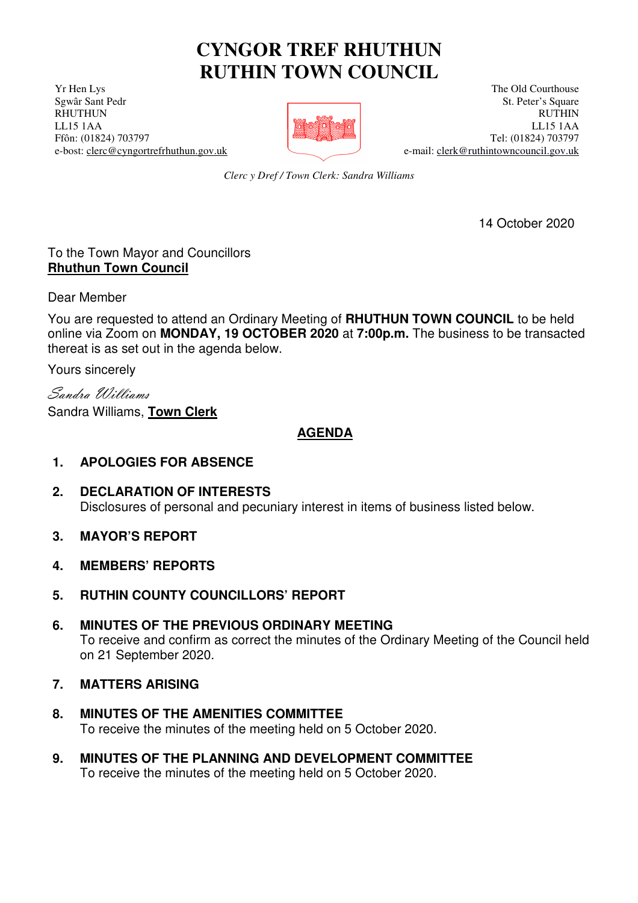# CYNGOR TREF RHUTHUN
# RUTHIN TOWN COUNCIL

Yr Hen Lys
Sgwâr Sant Pedr
RHUTHUN
LL15 1AA
Ffôn: (01824) 703797
e-bost: clerc@cyngortrefrhuthun.gov.uk

The Old Courthouse
St. Peter's Square
RUTHIN
LL15 1AA
Tel: (01824) 703797
e-mail: clerk@ruthintowncouncil.gov.uk

*Clerc y Dref / Town Clerk: Sandra Williams*

14 October 2020

To the Town Mayor and Councillors
**Rhuthun Town Council**

Dear Member

You are requested to attend an Ordinary Meeting of **RHUTHUN TOWN COUNCIL** to be held online via Zoom on **MONDAY, 19 OCTOBER 2020** at **7:00p.m.** The business to be transacted thereat is as set out in the agenda below.

Yours sincerely

*Sandra Williams*
Sandra Williams, **Town Clerk**

## AGENDA

1. **APOLOGIES FOR ABSENCE**

2. **DECLARATION OF INTERESTS**
   Disclosures of personal and pecuniary interest in items of business listed below.

3. **MAYOR'S REPORT**

4. **MEMBERS' REPORTS**

5. **RUTHIN COUNTY COUNCILLORS' REPORT**

6. **MINUTES OF THE PREVIOUS ORDINARY MEETING**
   To receive and confirm as correct the minutes of the Ordinary Meeting of the Council held on 21 September 2020.

7. **MATTERS ARISING**

8. **MINUTES OF THE AMENITIES COMMITTEE**
   To receive the minutes of the meeting held on 5 October 2020.

9. **MINUTES OF THE PLANNING AND DEVELOPMENT COMMITTEE**
   To receive the minutes of the meeting held on 5 October 2020.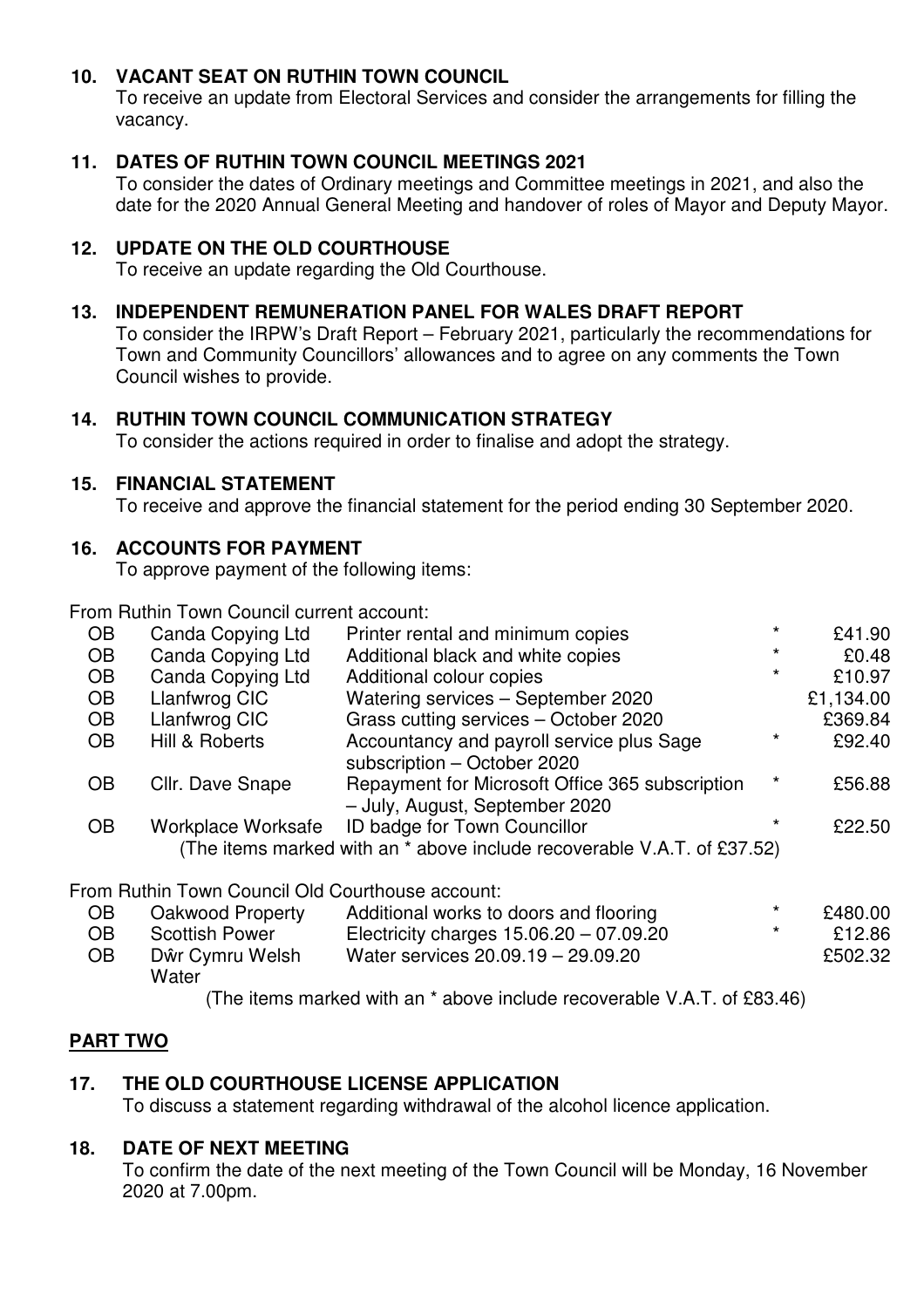**10. VACANT SEAT ON RUTHIN TOWN COUNCIL**

To receive an update from Electoral Services and consider the arrangements for filling the vacancy.

**11. DATES OF RUTHIN TOWN COUNCIL MEETINGS 2021**

To consider the dates of Ordinary meetings and Committee meetings in 2021, and also the date for the 2020 Annual General Meeting and handover of roles of Mayor and Deputy Mayor.

**12. UPDATE ON THE OLD COURTHOUSE**

To receive an update regarding the Old Courthouse.

**13. INDEPENDENT REMUNERATION PANEL FOR WALES DRAFT REPORT**

To consider the IRPW's Draft Report – February 2021, particularly the recommendations for Town and Community Councillors' allowances and to agree on any comments the Town Council wishes to provide.

**14. RUTHIN TOWN COUNCIL COMMUNICATION STRATEGY**

To consider the actions required in order to finalise and adopt the strategy.

**15. FINANCIAL STATEMENT**

To receive and approve the financial statement for the period ending 30 September 2020.

**16. ACCOUNTS FOR PAYMENT**

To approve payment of the following items:

From Ruthin Town Council current account:

| | | | | |
|---|---|---|---|---|
| OB | Canda Copying Ltd | Printer rental and minimum copies | * | £41.90 |
| OB | Canda Copying Ltd | Additional black and white copies | * | £0.48 |
| OB | Canda Copying Ltd | Additional colour copies | * | £10.97 |
| OB | Llanfwrog CIC | Watering services – September 2020 | | £1,134.00 |
| OB | Llanfwrog CIC | Grass cutting services – October 2020 | | £369.84 |
| OB | Hill & Roberts | Accountancy and payroll service plus Sage subscription – October 2020 | * | £92.40 |
| OB | Cllr. Dave Snape | Repayment for Microsoft Office 365 subscription – July, August, September 2020 | * | £56.88 |
| OB | Workplace Worksafe | ID badge for Town Councillor | * | £22.50 |

(The items marked with an * above include recoverable V.A.T. of £37.52)

From Ruthin Town Council Old Courthouse account:

| | | | | |
|---|---|---|---|---|
| OB | Oakwood Property | Additional works to doors and flooring | * | £480.00 |
| OB | Scottish Power | Electricity charges 15.06.20 – 07.09.20 | * | £12.86 |
| OB | Dŵr Cymru Welsh Water | Water services 20.09.19 – 29.09.20 | | £502.32 |

(The items marked with an * above include recoverable V.A.T. of £83.46)

## PART TWO

**17. THE OLD COURTHOUSE LICENSE APPLICATION**

To discuss a statement regarding withdrawal of the alcohol licence application.

**18. DATE OF NEXT MEETING**

To confirm the date of the next meeting of the Town Council will be Monday, 16 November 2020 at 7.00pm.